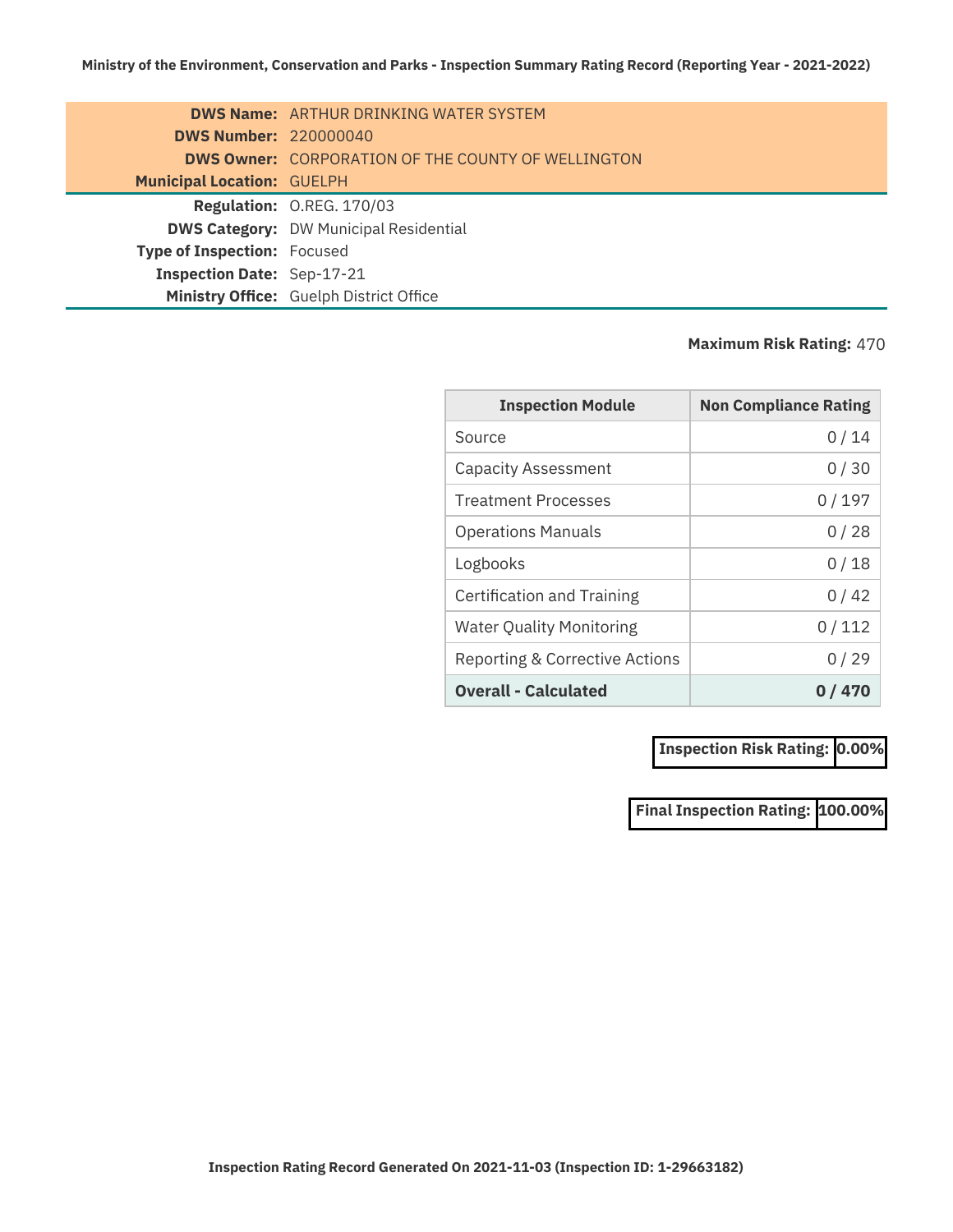**Ministry of the Environment, Conservation and Parks - Inspection Summary Rating Record (Reporting Year - 2021-2022)**

**DWS Name:** ARTHUR DRINKING WATER SYSTEM
**DWS Number:** 220000040
**DWS Owner:** CORPORATION OF THE COUNTY OF WELLINGTON
**Municipal Location:** GUELPH

**Regulation:** O.REG. 170/03
**DWS Category:** DW Municipal Residential
**Type of Inspection:** Focused
**Inspection Date:** Sep-17-21
**Ministry Office:** Guelph District Office

**Maximum Risk Rating:** 470

| Inspection Module | Non Compliance Rating |
|---|---|
| Source | 0 / 14 |
| Capacity Assessment | 0 / 30 |
| Treatment Processes | 0 / 197 |
| Operations Manuals | 0 / 28 |
| Logbooks | 0 / 18 |
| Certification and Training | 0 / 42 |
| Water Quality Monitoring | 0 / 112 |
| Reporting & Corrective Actions | 0 / 29 |
| **Overall - Calculated** | **0 / 470** |

| **Inspection Risk Rating:** | **0.00%** |
|---|---|

| **Final Inspection Rating:** | **100.00%** |
|---|---|

**Inspection Rating Record Generated On 2021-11-03 (Inspection ID: 1-29663182)**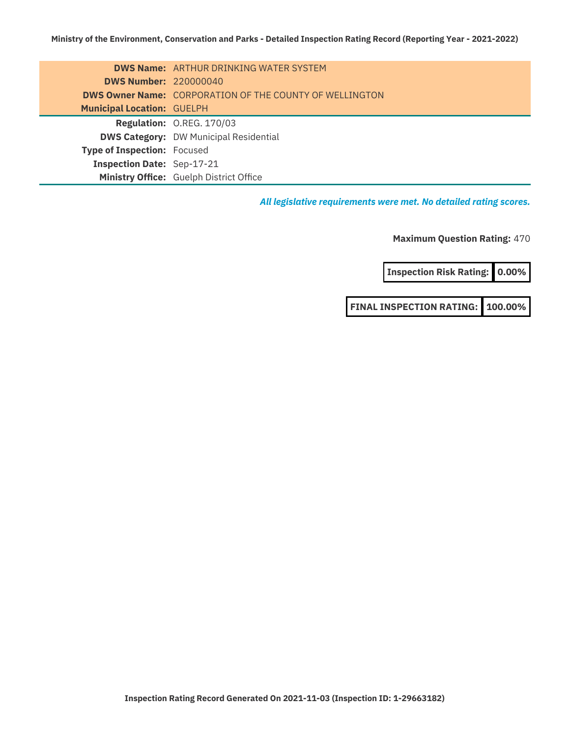**Ministry of the Environment, Conservation and Parks - Detailed Inspection Rating Record (Reporting Year - 2021-2022)**

| | |
|---|---|
| **DWS Name:** | ARTHUR DRINKING WATER SYSTEM |
| **DWS Number:** | 220000040 |
| **DWS Owner Name:** | CORPORATION OF THE COUNTY OF WELLINGTON |
| **Municipal Location:** | GUELPH |
| **Regulation:** | O.REG. 170/03 |
| **DWS Category:** | DW Municipal Residential |
| **Type of Inspection:** | Focused |
| **Inspection Date:** | Sep-17-21 |
| **Ministry Office:** | Guelph District Office |

***All legislative requirements were met. No detailed rating scores.***

**Maximum Question Rating:** 470

| | |
|---|---|
| **Inspection Risk Rating:** | **0.00%** |

| | |
|---|---|
| **FINAL INSPECTION RATING:** | **100.00%** |

**Inspection Rating Record Generated On 2021-11-03 (Inspection ID: 1-29663182)**